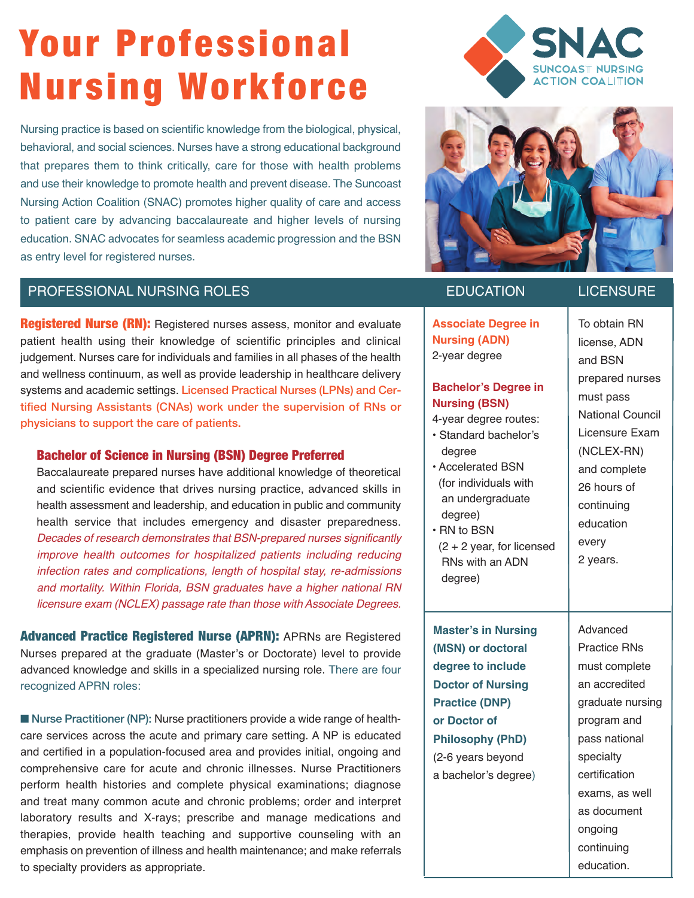# Your Professional Nursing Workforce

SNAC
SUNCOAST NURSING ACTION COALITION

Nursing practice is based on scientific knowledge from the biological, physical, behavioral, and social sciences. Nurses have a strong educational background that prepares them to think critically, care for those with health problems and use their knowledge to promote health and prevent disease. The Suncoast Nursing Action Coalition (SNAC) promotes higher quality of care and access to patient care by advancing baccalaureate and higher levels of nursing education. SNAC advocates for seamless academic progression and the BSN as entry level for registered nurses.

| PROFESSIONAL NURSING ROLES | EDUCATION | LICENSURE |
|---|---|---|
| **Registered Nurse (RN):** Registered nurses assess, monitor and evaluate patient health using their knowledge of scientific principles and clinical judgement. Nurses care for individuals and families in all phases of the health and wellness continuum, as well as provide leadership in healthcare delivery systems and academic settings. Licensed Practical Nurses (LPNs) and Certified Nursing Assistants (CNAs) work under the supervision of RNs or physicians to support the care of patients.<br><br>**Bachelor of Science in Nursing (BSN) Degree Preferred**<br>Baccalaureate prepared nurses have additional knowledge of theoretical and scientific evidence that drives nursing practice, advanced skills in health assessment and leadership, and education in public and community health service that includes emergency and disaster preparedness. *Decades of research demonstrates that BSN-prepared nurses significantly improve health outcomes for hospitalized patients including reducing infection rates and complications, length of hospital stay, re-admissions and mortality. Within Florida, BSN graduates have a higher national RN licensure exam (NCLEX) passage rate than those with Associate Degrees.* | **Associate Degree in Nursing (ADN)**<br>2-year degree<br><br>**Bachelor's Degree in Nursing (BSN)**<br>4-year degree routes:<br>• Standard bachelor's degree<br>• Accelerated BSN (for individuals with an undergraduate degree)<br>• RN to BSN (2 + 2 year, for licensed RNs with an ADN degree) | To obtain RN license, ADN and BSN prepared nurses must pass National Council Licensure Exam (NCLEX-RN) and complete 26 hours of continuing education every 2 years. |
| **Advanced Practice Registered Nurse (APRN):** APRNs are Registered Nurses prepared at the graduate (Master's or Doctorate) level to provide advanced knowledge and skills in a specialized nursing role. There are four recognized APRN roles:<br><br>■ **Nurse Practitioner (NP):** Nurse practitioners provide a wide range of healthcare services across the acute and primary care setting. A NP is educated and certified in a population-focused area and provides initial, ongoing and comprehensive care for acute and chronic illnesses. Nurse Practitioners perform health histories and complete physical examinations; diagnose and treat many common acute and chronic problems; order and interpret laboratory results and X-rays; prescribe and manage medications and therapies, provide health teaching and supportive counseling with an emphasis on prevention of illness and health maintenance; and make referrals to specialty providers as appropriate. | **Master's in Nursing (MSN) or doctoral degree to include Doctor of Nursing Practice (DNP) or Doctor of Philosophy (PhD)**<br>(2-6 years beyond a bachelor's degree) | Advanced Practice RNs must complete an accredited graduate nursing program and pass national specialty certification exams, as well as document ongoing continuing education. |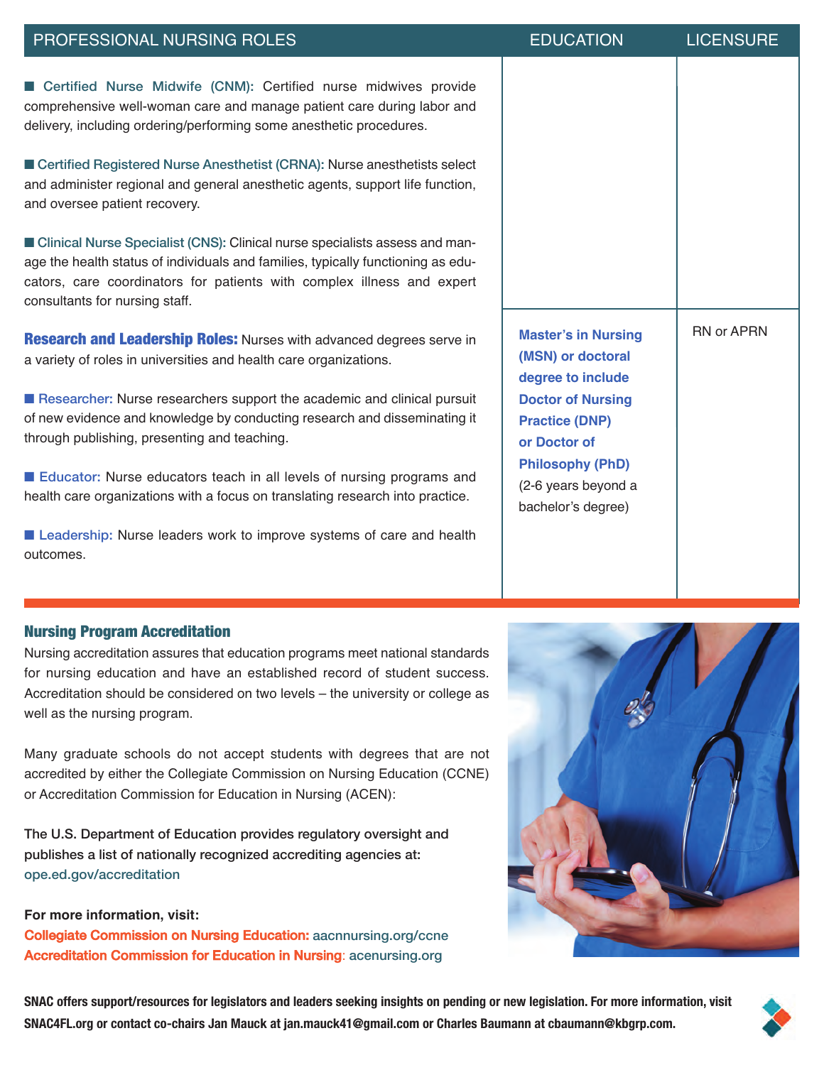| PROFESSIONAL NURSING ROLES | EDUCATION | LICENSURE |
| --- | --- | --- |
| ■ **Certified Nurse Midwife (CNM):** Certified nurse midwives provide comprehensive well-woman care and manage patient care during labor and delivery, including ordering/performing some anesthetic procedures.<br><br>■ **Certified Registered Nurse Anesthetist (CRNA):** Nurse anesthetists select and administer regional and general anesthetic agents, support life function, and oversee patient recovery.<br><br>■ **Clinical Nurse Specialist (CNS):** Clinical nurse specialists assess and manage the health status of individuals and families, typically functioning as educators, care coordinators for patients with complex illness and expert consultants for nursing staff. | | |
| **Research and Leadership Roles:** Nurses with advanced degrees serve in a variety of roles in universities and health care organizations.<br><br>■ **Researcher:** Nurse researchers support the academic and clinical pursuit of new evidence and knowledge by conducting research and disseminating it through publishing, presenting and teaching.<br><br>■ **Educator:** Nurse educators teach in all levels of nursing programs and health care organizations with a focus on translating research into practice.<br><br>■ **Leadership:** Nurse leaders work to improve systems of care and health outcomes. | **Master's in Nursing (MSN) or doctoral degree to include Doctor of Nursing Practice (DNP) or Doctor of Philosophy (PhD)** (2-6 years beyond a bachelor's degree) | RN or APRN |

## Nursing Program Accreditation

Nursing accreditation assures that education programs meet national standards for nursing education and have an established record of student success. Accreditation should be considered on two levels – the university or college as well as the nursing program.

Many graduate schools do not accept students with degrees that are not accredited by either the Collegiate Commission on Nursing Education (CCNE) or Accreditation Commission for Education in Nursing (ACEN):

The U.S. Department of Education provides regulatory oversight and publishes a list of nationally recognized accrediting agencies at: ope.ed.gov/accreditation

**For more information, visit:**

**Collegiate Commission on Nursing Education:** aacnnursing.org/ccne
**Accreditation Commission for Education in Nursing**: acenursing.org

**SNAC offers support/resources for legislators and leaders seeking insights on pending or new legislation. For more information, visit SNAC4FL.org or contact co-chairs Jan Mauck at jan.mauck41@gmail.com or Charles Baumann at cbaumann@kbgrp.com.**